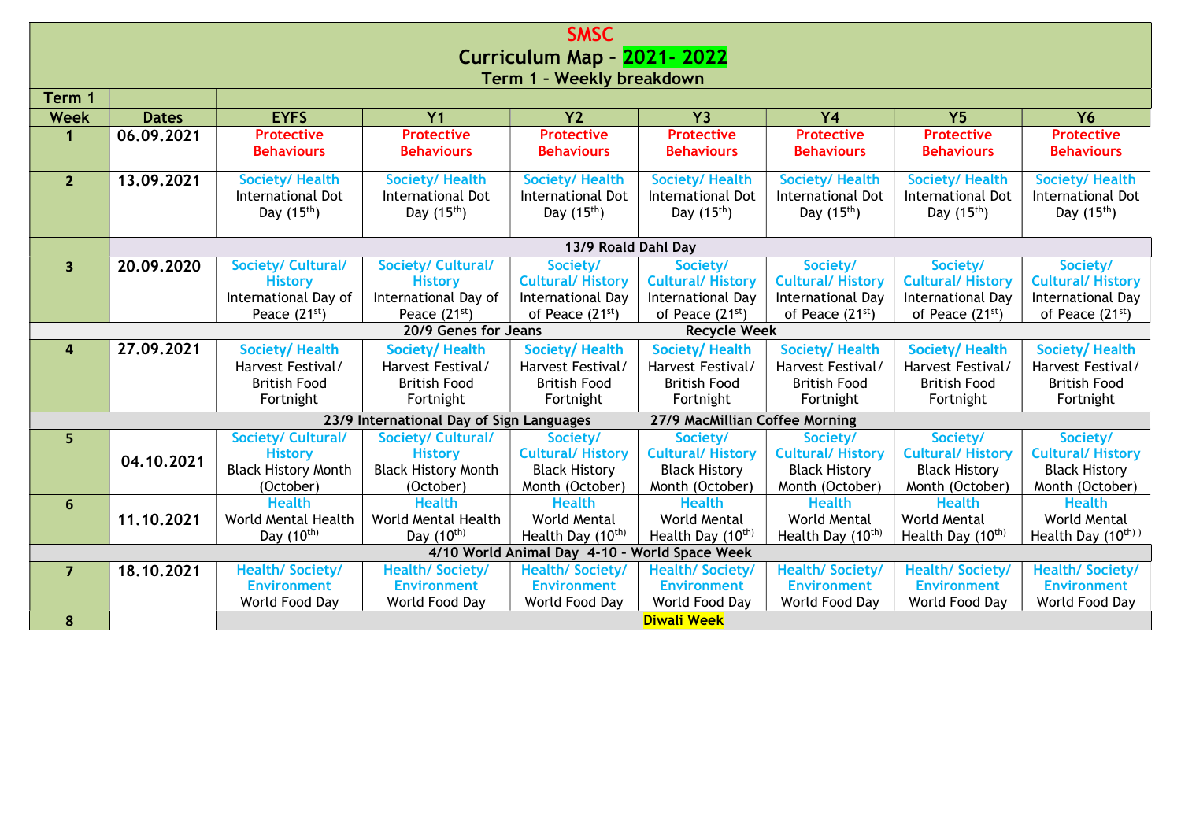# SMSC

## Curriculum Map – 2021- 2022

### Term 1 – Weekly breakdown

| Term 1 | | | | | | | | |
|---|---|---|---|---|---|---|---|---|
| **Week** | **Dates** | **EYFS** | **Y1** | **Y2** | **Y3** | **Y4** | **Y5** | **Y6** |
| **1** | **06.09.2021** | **Protective Behaviours** | **Protective Behaviours** | **Protective Behaviours** | **Protective Behaviours** | **Protective Behaviours** | **Protective Behaviours** | **Protective Behaviours** |
| **2** | **13.09.2021** | **Society/ Health** International Dot Day (15th) | **Society/ Health** International Dot Day (15th) | **Society/ Health** International Dot Day (15th) | **Society/ Health** International Dot Day (15th) | **Society/ Health** International Dot Day (15th) | **Society/ Health** International Dot Day (15th) | **Society/ Health** International Dot Day (15th) |
| | **13/9 Roald Dahl Day** | | | | | | | |
| **3** | **20.09.2020** | **Society/ Cultural/ History** International Day of Peace (21st) | **Society/ Cultural/ History** International Day of Peace (21st) | **Society/ Cultural/ History** International Day of Peace (21st) | **Society/ Cultural/ History** International Day of Peace (21st) | **Society/ Cultural/ History** International Day of Peace (21st) | **Society/ Cultural/ History** International Day of Peace (21st) | **Society/ Cultural/ History** International Day of Peace (21st) |
| **20/9 Genes for Jeans Recycle Week** | | | | | | | | |
| **4** | **27.09.2021** | **Society/ Health** Harvest Festival/ British Food Fortnight | **Society/ Health** Harvest Festival/ British Food Fortnight | **Society/ Health** Harvest Festival/ British Food Fortnight | **Society/ Health** Harvest Festival/ British Food Fortnight | **Society/ Health** Harvest Festival/ British Food Fortnight | **Society/ Health** Harvest Festival/ British Food Fortnight | **Society/ Health** Harvest Festival/ British Food Fortnight |
| **23/9 International Day of Sign Languages 27/9 MacMillian Coffee Morning** | | | | | | | | |
| **5** | **04.10.2021** | **Society/ Cultural/ History** Black History Month (October) | **Society/ Cultural/ History** Black History Month (October) | **Society/ Cultural/ History** Black History Month (October) | **Society/ Cultural/ History** Black History Month (October) | **Society/ Cultural/ History** Black History Month (October) | **Society/ Cultural/ History** Black History Month (October) | **Society/ Cultural/ History** Black History Month (October) |
| **6** | **11.10.2021** | **Health** World Mental Health Day (10th) | **Health** World Mental Health Day (10th) | **Health** World Mental Health Day (10th) | **Health** World Mental Health Day (10th) | **Health** World Mental Health Day (10th) | **Health** World Mental Health Day (10th) | **Health** World Mental Health Day (10th) |
| **4/10 World Animal Day 4-10 - World Space Week** | | | | | | | | |
| **7** | **18.10.2021** | **Health/ Society/ Environment** World Food Day | **Health/ Society/ Environment** World Food Day | **Health/ Society/ Environment** World Food Day | **Health/ Society/ Environment** World Food Day | **Health/ Society/ Environment** World Food Day | **Health/ Society/ Environment** World Food Day | **Health/ Society/ Environment** World Food Day |
| **8** | | **Diwali Week** | | | | | | |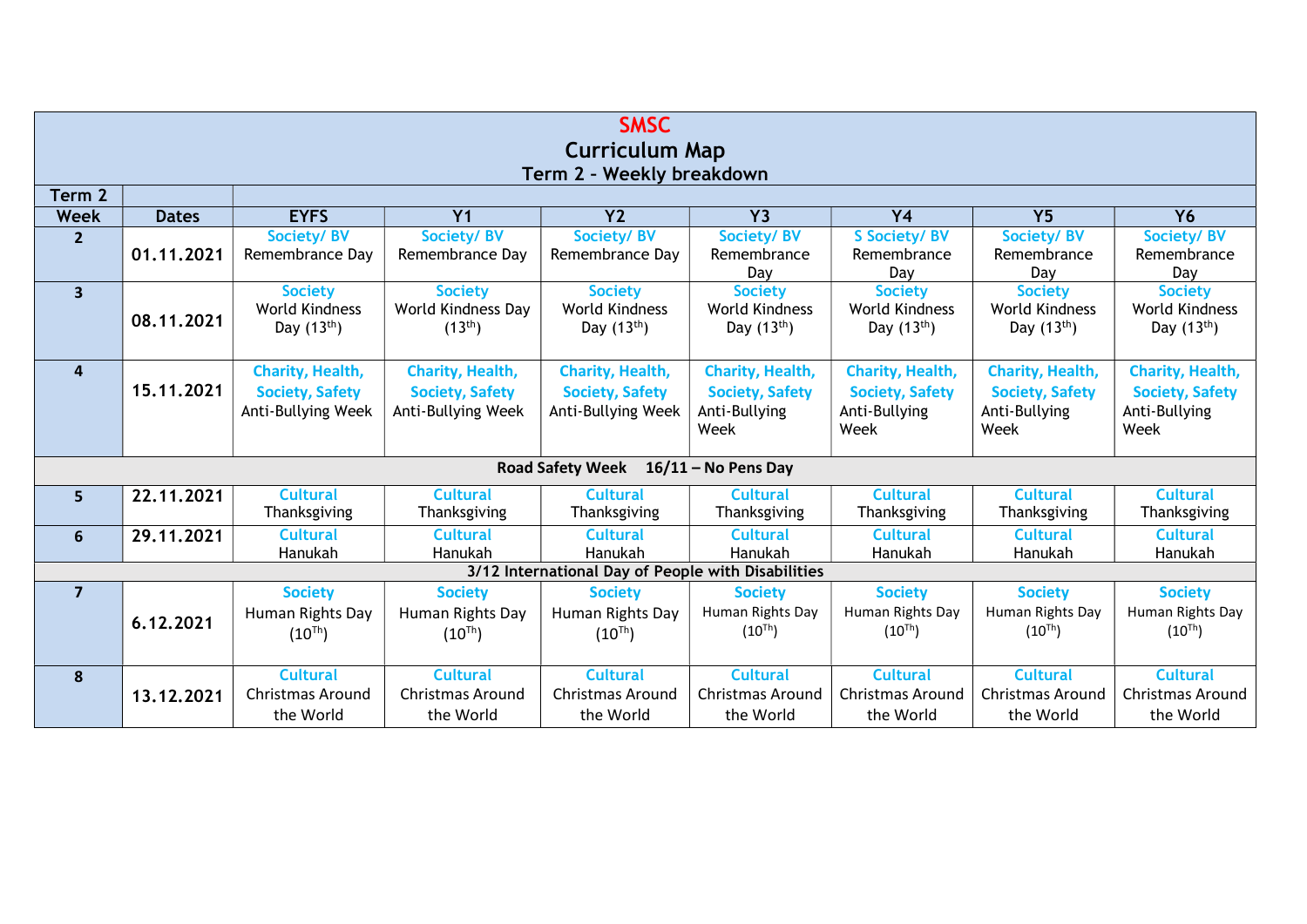# SMSC

## Curriculum Map

### Term 2 - Weekly breakdown

| Term 2 | | | | | | | | |
|---|---|---|---|---|---|---|---|---|
| **Week** | **Dates** | **EYFS** | **Y1** | **Y2** | **Y3** | **Y4** | **Y5** | **Y6** |
| **2** | **01.11.2021** | **Society/ BV** Remembrance Day | **Society/ BV** Remembrance Day | **Society/ BV** Remembrance Day | **Society/ BV** Remembrance Day | **S Society/ BV** Remembrance Day | **Society/ BV** Remembrance Day | **Society/ BV** Remembrance Day |
| **3** | **08.11.2021** | **Society** World Kindness Day (13th) | **Society** World Kindness Day (13th) | **Society** World Kindness Day (13th) | **Society** World Kindness Day (13th) | **Society** World Kindness Day (13th) | **Society** World Kindness Day (13th) | **Society** World Kindness Day (13th) |
| **4** | **15.11.2021** | **Charity, Health, Society, Safety** Anti-Bullying Week | **Charity, Health, Society, Safety** Anti-Bullying Week | **Charity, Health, Society, Safety** Anti-Bullying Week | **Charity, Health, Society, Safety** Anti-Bullying Week | **Charity, Health, Society, Safety** Anti-Bullying Week | **Charity, Health, Society, Safety** Anti-Bullying Week | **Charity, Health, Society, Safety** Anti-Bullying Week |
| **Road Safety Week 16/11 – No Pens Day** | | | | | | | | |
| **5** | **22.11.2021** | **Cultural** Thanksgiving | **Cultural** Thanksgiving | **Cultural** Thanksgiving | **Cultural** Thanksgiving | **Cultural** Thanksgiving | **Cultural** Thanksgiving | **Cultural** Thanksgiving |
| **6** | **29.11.2021** | **Cultural** Hanukah | **Cultural** Hanukah | **Cultural** Hanukah | **Cultural** Hanukah | **Cultural** Hanukah | **Cultural** Hanukah | **Cultural** Hanukah |
| **3/12 International Day of People with Disabilities** | | | | | | | | |
| **7** | **6.12.2021** | **Society** Human Rights Day (10Th) | **Society** Human Rights Day (10Th) | **Society** Human Rights Day (10Th) | **Society** Human Rights Day (10Th) | **Society** Human Rights Day (10Th) | **Society** Human Rights Day (10Th) | **Society** Human Rights Day (10Th) |
| **8** | **13.12.2021** | **Cultural** Christmas Around the World | **Cultural** Christmas Around the World | **Cultural** Christmas Around the World | **Cultural** Christmas Around the World | **Cultural** Christmas Around the World | **Cultural** Christmas Around the World | **Cultural** Christmas Around the World |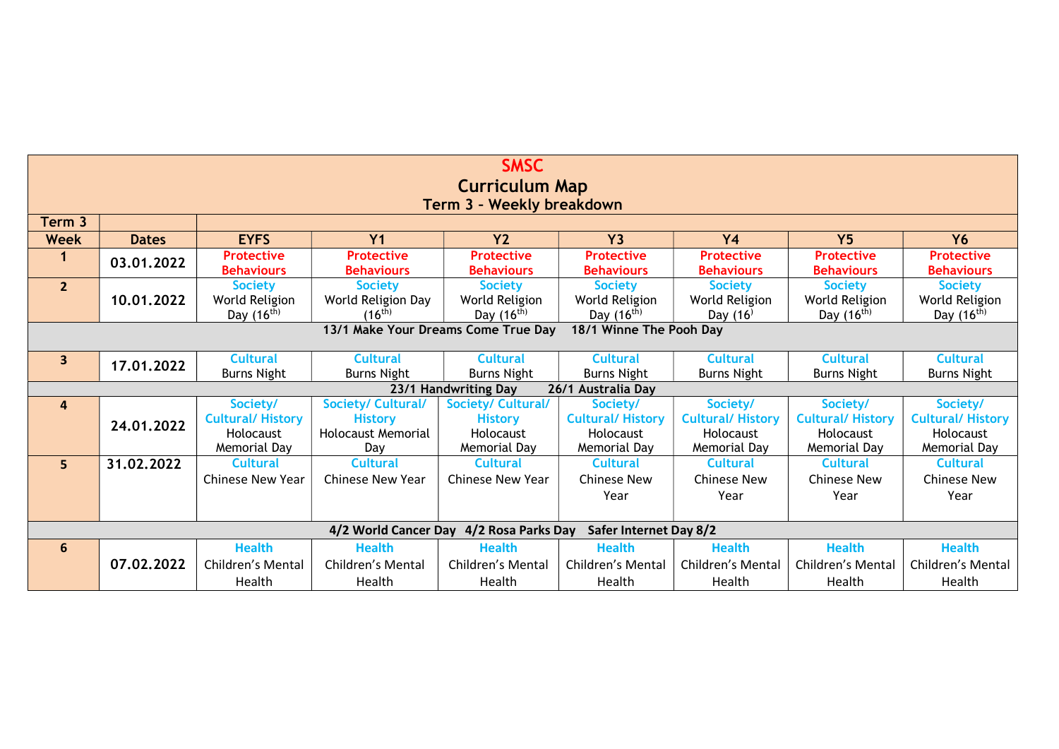# SMSC

## Curriculum Map

### Term 3 – Weekly breakdown

| Term 3 | | | | | | | | |
|---|---|---|---|---|---|---|---|---|
| **Week** | **Dates** | **EYFS** | **Y1** | **Y2** | **Y3** | **Y4** | **Y5** | **Y6** |
| **1** | **03.01.2022** | **Protective Behaviours** | **Protective Behaviours** | **Protective Behaviours** | **Protective Behaviours** | **Protective Behaviours** | **Protective Behaviours** | **Protective Behaviours** |
| **2** | **10.01.2022** | **Society** World Religion Day (16th) | **Society** World Religion Day (16th) | **Society** World Religion Day (16th) | **Society** World Religion Day (16th) | **Society** World Religion Day (16) | **Society** World Religion Day (16th) | **Society** World Religion Day (16th) |
| **13/1 Make Your Dreams Come True Day 18/1 Winne The Pooh Day** | | | | | | | | |
| **3** | **17.01.2022** | **Cultural** Burns Night | **Cultural** Burns Night | **Cultural** Burns Night | **Cultural** Burns Night | **Cultural** Burns Night | **Cultural** Burns Night | **Cultural** Burns Night |
| **23/1 Handwriting Day 26/1 Australia Day** | | | | | | | | |
| **4** | **24.01.2022** | **Society/ Cultural/ History** Holocaust Memorial Day | **Society/ Cultural/ History** Holocaust Memorial Day | **Society/ Cultural/ History** Holocaust Memorial Day | **Society/ Cultural/ History** Holocaust Memorial Day | **Society/ Cultural/ History** Holocaust Memorial Day | **Society/ Cultural/ History** Holocaust Memorial Day | **Society/ Cultural/ History** Holocaust Memorial Day |
| **5** | **31.02.2022** | **Cultural** Chinese New Year | **Cultural** Chinese New Year | **Cultural** Chinese New Year | **Cultural** Chinese New Year | **Cultural** Chinese New Year | **Cultural** Chinese New Year | **Cultural** Chinese New Year |
| **4/2 World Cancer Day 4/2 Rosa Parks Day Safer Internet Day 8/2** | | | | | | | | |
| **6** | **07.02.2022** | **Health** Children's Mental Health | **Health** Children's Mental Health | **Health** Children's Mental Health | **Health** Children's Mental Health | **Health** Children's Mental Health | **Health** Children's Mental Health | **Health** Children's Mental Health |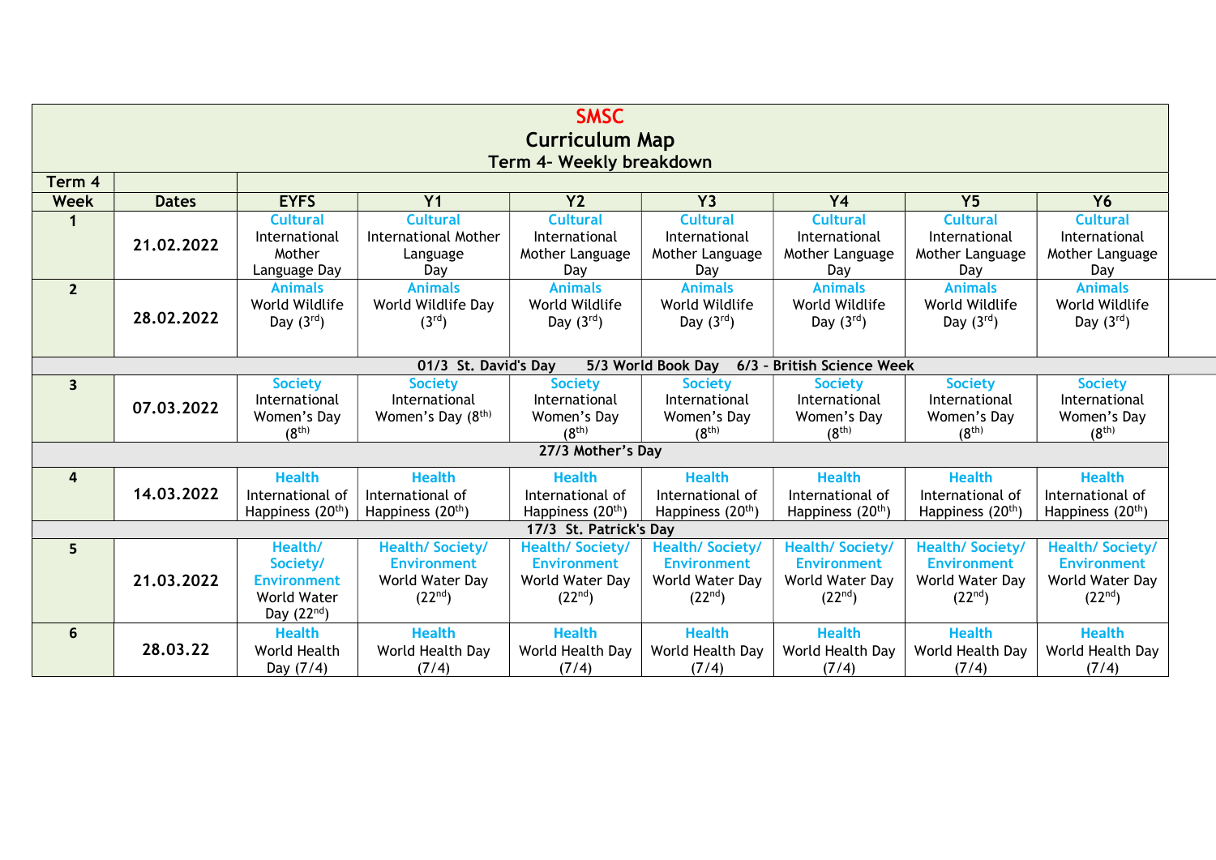# SMSC

## Curriculum Map

### Term 4- Weekly breakdown

| Term 4 | | | | | | | | |
|---|---|---|---|---|---|---|---|---|
| **Week** | **Dates** | **EYFS** | **Y1** | **Y2** | **Y3** | **Y4** | **Y5** | **Y6** |
| **1** | **21.02.2022** | **Cultural** International Mother Language Day | **Cultural** International Mother Language Day | **Cultural** International Mother Language Day | **Cultural** International Mother Language Day | **Cultural** International Mother Language Day | **Cultural** International Mother Language Day | **Cultural** International Mother Language Day |
| **2** | **28.02.2022** | **Animals** World Wildlife Day (3rd) | **Animals** World Wildlife Day (3rd) | **Animals** World Wildlife Day (3rd) | **Animals** World Wildlife Day (3rd) | **Animals** World Wildlife Day (3rd) | **Animals** World Wildlife Day (3rd) | **Animals** World Wildlife Day (3rd) |
| | | **01/3 St. David's Day 5/3 World Book Day 6/3 - British Science Week** | | | | | | |
| **3** | **07.03.2022** | **Society** International Women's Day (8th) | **Society** International Women's Day (8th) | **Society** International Women's Day (8th) | **Society** International Women's Day (8th) | **Society** International Women's Day (8th) | **Society** International Women's Day (8th) | **Society** International Women's Day (8th) |
| | | **27/3 Mother's Day** | | | | | | |
| **4** | **14.03.2022** | **Health** International of Happiness (20th) | **Health** International of Happiness (20th) | **Health** International of Happiness (20th) | **Health** International of Happiness (20th) | **Health** International of Happiness (20th) | **Health** International of Happiness (20th) | **Health** International of Happiness (20th) |
| | | **17/3 St. Patrick's Day** | | | | | | |
| **5** | **21.03.2022** | **Health/ Society/ Environment** World Water Day (22nd) | **Health/ Society/ Environment** World Water Day (22nd) | **Health/ Society/ Environment** World Water Day (22nd) | **Health/ Society/ Environment** World Water Day (22nd) | **Health/ Society/ Environment** World Water Day (22nd) | **Health/ Society/ Environment** World Water Day (22nd) | **Health/ Society/ Environment** World Water Day (22nd) |
| **6** | **28.03.22** | **Health** World Health Day (7/4) | **Health** World Health Day (7/4) | **Health** World Health Day (7/4) | **Health** World Health Day (7/4) | **Health** World Health Day (7/4) | **Health** World Health Day (7/4) | **Health** World Health Day (7/4) |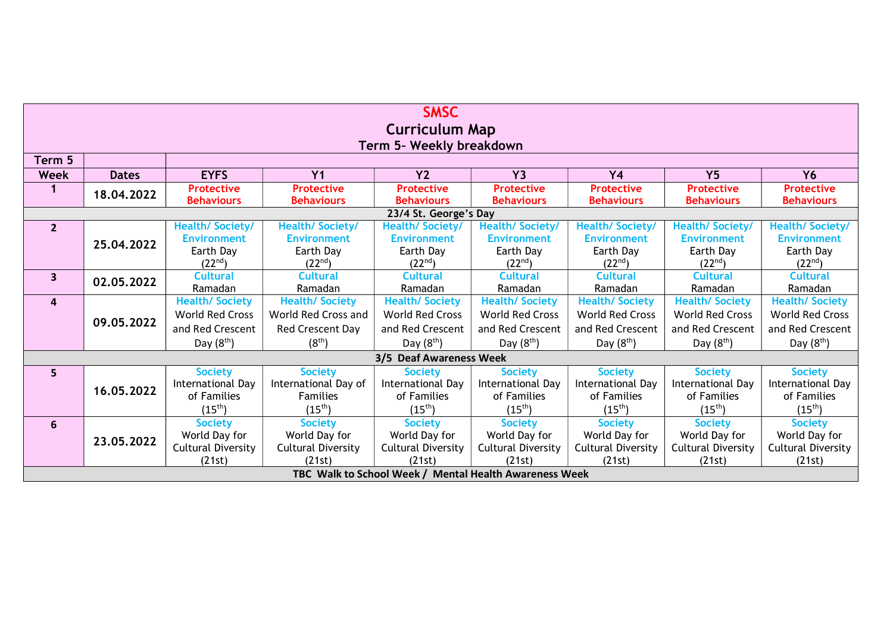# SMSC

## Curriculum Map

### Term 5- Weekly breakdown

| Term 5 | | | | | | | | |
|---|---|---|---|---|---|---|---|---|
| **Week** | **Dates** | **EYFS** | **Y1** | **Y2** | **Y3** | **Y4** | **Y5** | **Y6** |
| **1** | **18.04.2022** | **Protective Behaviours** | **Protective Behaviours** | **Protective Behaviours** | **Protective Behaviours** | **Protective Behaviours** | **Protective Behaviours** | **Protective Behaviours** |
| **23/4 St. George's Day** | | | | | | | | |
| **2** | **25.04.2022** | **Health/ Society/ Environment** Earth Day (22nd) | **Health/ Society/ Environment** Earth Day (22nd) | **Health/ Society/ Environment** Earth Day (22nd) | **Health/ Society/ Environment** Earth Day (22nd) | **Health/ Society/ Environment** Earth Day (22nd) | **Health/ Society/ Environment** Earth Day (22nd) | **Health/ Society/ Environment** Earth Day (22nd) |
| **3** | **02.05.2022** | **Cultural** Ramadan | **Cultural** Ramadan | **Cultural** Ramadan | **Cultural** Ramadan | **Cultural** Ramadan | **Cultural** Ramadan | **Cultural** Ramadan |
| **4** | **09.05.2022** | **Health/ Society** World Red Cross and Red Crescent Day (8th) | **Health/ Society** World Red Cross and Red Crescent Day (8th) | **Health/ Society** World Red Cross and Red Crescent Day (8th) | **Health/ Society** World Red Cross and Red Crescent Day (8th) | **Health/ Society** World Red Cross and Red Crescent Day (8th) | **Health/ Society** World Red Cross and Red Crescent Day (8th) | **Health/ Society** World Red Cross and Red Crescent Day (8th) |
| **3/5 Deaf Awareness Week** | | | | | | | | |
| **5** | **16.05.2022** | **Society** International Day of Families (15th) | **Society** International Day of Families (15th) | **Society** International Day of Families (15th) | **Society** International Day of Families (15th) | **Society** International Day of Families (15th) | **Society** International Day of Families (15th) | **Society** International Day of Families (15th) |
| **6** | **23.05.2022** | **Society** World Day for Cultural Diversity (21st) | **Society** World Day for Cultural Diversity (21st) | **Society** World Day for Cultural Diversity (21st) | **Society** World Day for Cultural Diversity (21st) | **Society** World Day for Cultural Diversity (21st) | **Society** World Day for Cultural Diversity (21st) | **Society** World Day for Cultural Diversity (21st) |
| **TBC Walk to School Week / Mental Health Awareness Week** | | | | | | | | |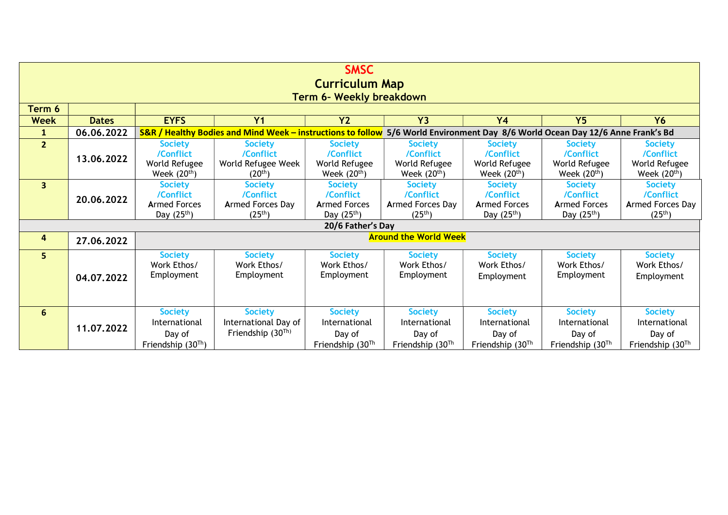# SMSC

## Curriculum Map

### Term 6- Weekly breakdown

| Term 6 | | | | | | | | |
|---|---|---|---|---|---|---|---|---|
| **Week** | **Dates** | **EYFS** | **Y1** | **Y2** | **Y3** | **Y4** | **Y5** | **Y6** |
| **1** | **06.06.2022** | **S&R / Healthy Bodies and Mind Week – instructions to follow 5/6 World Environment Day 8/6 World Ocean Day 12/6 Anne Frank's Bd** | | | | | | |
| **2** | **13.06.2022** | **Society /Conflict** World Refugee Week (20th) | **Society /Conflict** World Refugee Week (20th) | **Society /Conflict** World Refugee Week (20th) | **Society /Conflict** World Refugee Week (20th) | **Society /Conflict** World Refugee Week (20th) | **Society /Conflict** World Refugee Week (20th) | **Society /Conflict** World Refugee Week (20th) |
| **3** | **20.06.2022** | **Society /Conflict** Armed Forces Day (25th) | **Society /Conflict** Armed Forces Day (25th) | **Society /Conflict** Armed Forces Day (25th) | **Society /Conflict** Armed Forces Day (25th) | **Society /Conflict** Armed Forces Day (25th) | **Society /Conflict** Armed Forces Day (25th) | **Society /Conflict** Armed Forces Day (25th) |
| **20/6 Father's Day** | | | | | | | | |
| **4** | **27.06.2022** | **Around the World Week** | | | | | | |
| **5** | **04.07.2022** | **Society** Work Ethos/ Employment | **Society** Work Ethos/ Employment | **Society** Work Ethos/ Employment | **Society** Work Ethos/ Employment | **Society** Work Ethos/ Employment | **Society** Work Ethos/ Employment | **Society** Work Ethos/ Employment |
| **6** | **11.07.2022** | **Society** International Day of Friendship (30Th) | **Society** International Day of Friendship (30Th) | **Society** International Day of Friendship (30Th | **Society** International Day of Friendship (30Th | **Society** International Day of Friendship (30Th | **Society** International Day of Friendship (30Th | **Society** International Day of Friendship (30Th |